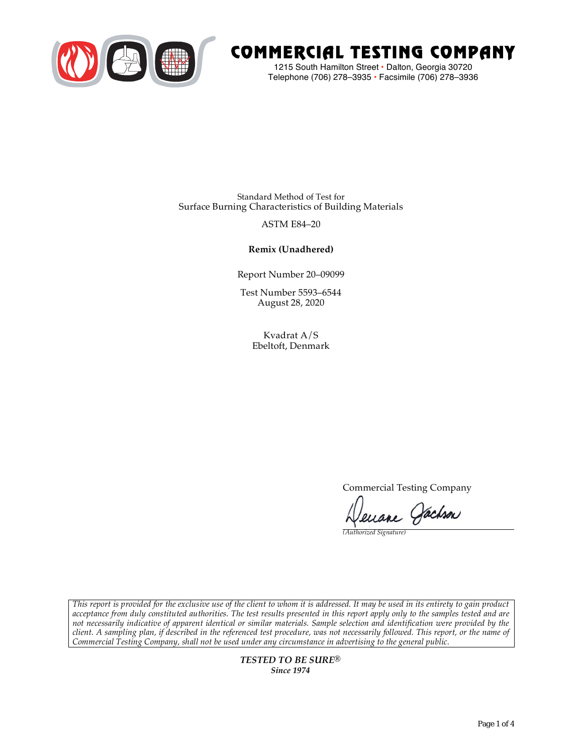# COMMERCIAL TESTING COMPANY

1215 South Hamilton Street • Dalton, Georgia 30720
Telephone (706) 278–3935 • Facsimile (706) 278–3936

Standard Method of Test for
Surface Burning Characteristics of Building Materials

ASTM E84–20

**Remix (Unadhered)**

Report Number 20–09099

Test Number 5593–6544
August 28, 2020

Kvadrat A/S
Ebeltoft, Denmark

Commercial Testing Company

Deuane Jackson
*(Authorized Signature)*

*This report is provided for the exclusive use of the client to whom it is addressed. It may be used in its entirety to gain product acceptance from duly constituted authorities. The test results presented in this report apply only to the samples tested and are not necessarily indicative of apparent identical or similar materials. Sample selection and identification were provided by the client. A sampling plan, if described in the referenced test procedure, was not necessarily followed. This report, or the name of Commercial Testing Company, shall not be used under any circumstance in advertising to the general public.*

***TESTED TO BE SURE®***
***Since 1974***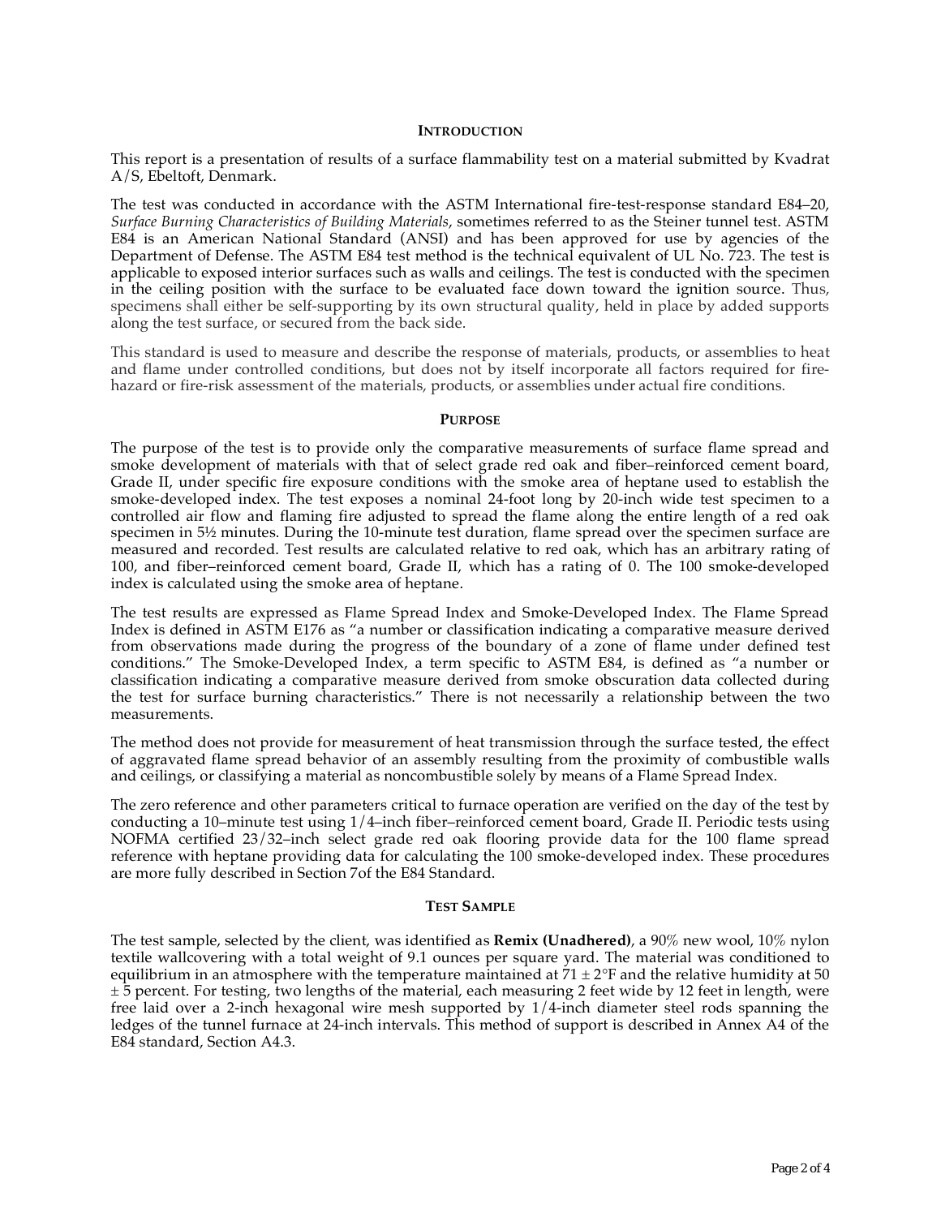## Introduction

This report is a presentation of results of a surface flammability test on a material submitted by Kvadrat A/S, Ebeltoft, Denmark.

The test was conducted in accordance with the ASTM International fire-test-response standard E84–20, *Surface Burning Characteristics of Building Materials*, sometimes referred to as the Steiner tunnel test. ASTM E84 is an American National Standard (ANSI) and has been approved for use by agencies of the Department of Defense. The ASTM E84 test method is the technical equivalent of UL No. 723. The test is applicable to exposed interior surfaces such as walls and ceilings. The test is conducted with the specimen in the ceiling position with the surface to be evaluated face down toward the ignition source. Thus, specimens shall either be self-supporting by its own structural quality, held in place by added supports along the test surface, or secured from the back side.

This standard is used to measure and describe the response of materials, products, or assemblies to heat and flame under controlled conditions, but does not by itself incorporate all factors required for fire-hazard or fire-risk assessment of the materials, products, or assemblies under actual fire conditions.

## Purpose

The purpose of the test is to provide only the comparative measurements of surface flame spread and smoke development of materials with that of select grade red oak and fiber–reinforced cement board, Grade II, under specific fire exposure conditions with the smoke area of heptane used to establish the smoke-developed index. The test exposes a nominal 24-foot long by 20-inch wide test specimen to a controlled air flow and flaming fire adjusted to spread the flame along the entire length of a red oak specimen in 5½ minutes. During the 10-minute test duration, flame spread over the specimen surface are measured and recorded. Test results are calculated relative to red oak, which has an arbitrary rating of 100, and fiber–reinforced cement board, Grade II, which has a rating of 0. The 100 smoke-developed index is calculated using the smoke area of heptane.

The test results are expressed as Flame Spread Index and Smoke-Developed Index. The Flame Spread Index is defined in ASTM E176 as "a number or classification indicating a comparative measure derived from observations made during the progress of the boundary of a zone of flame under defined test conditions." The Smoke-Developed Index, a term specific to ASTM E84, is defined as "a number or classification indicating a comparative measure derived from smoke obscuration data collected during the test for surface burning characteristics." There is not necessarily a relationship between the two measurements.

The method does not provide for measurement of heat transmission through the surface tested, the effect of aggravated flame spread behavior of an assembly resulting from the proximity of combustible walls and ceilings, or classifying a material as noncombustible solely by means of a Flame Spread Index.

The zero reference and other parameters critical to furnace operation are verified on the day of the test by conducting a 10–minute test using 1/4–inch fiber–reinforced cement board, Grade II. Periodic tests using NOFMA certified 23/32–inch select grade red oak flooring provide data for the 100 flame spread reference with heptane providing data for calculating the 100 smoke-developed index. These procedures are more fully described in Section 7of the E84 Standard.

## Test Sample

The test sample, selected by the client, was identified as **Remix (Unadhered)**, a 90% new wool, 10% nylon textile wallcovering with a total weight of 9.1 ounces per square yard. The material was conditioned to equilibrium in an atmosphere with the temperature maintained at 71 ± 2°F and the relative humidity at 50 ± 5 percent. For testing, two lengths of the material, each measuring 2 feet wide by 12 feet in length, were free laid over a 2-inch hexagonal wire mesh supported by 1/4-inch diameter steel rods spanning the ledges of the tunnel furnace at 24-inch intervals. This method of support is described in Annex A4 of the E84 standard, Section A4.3.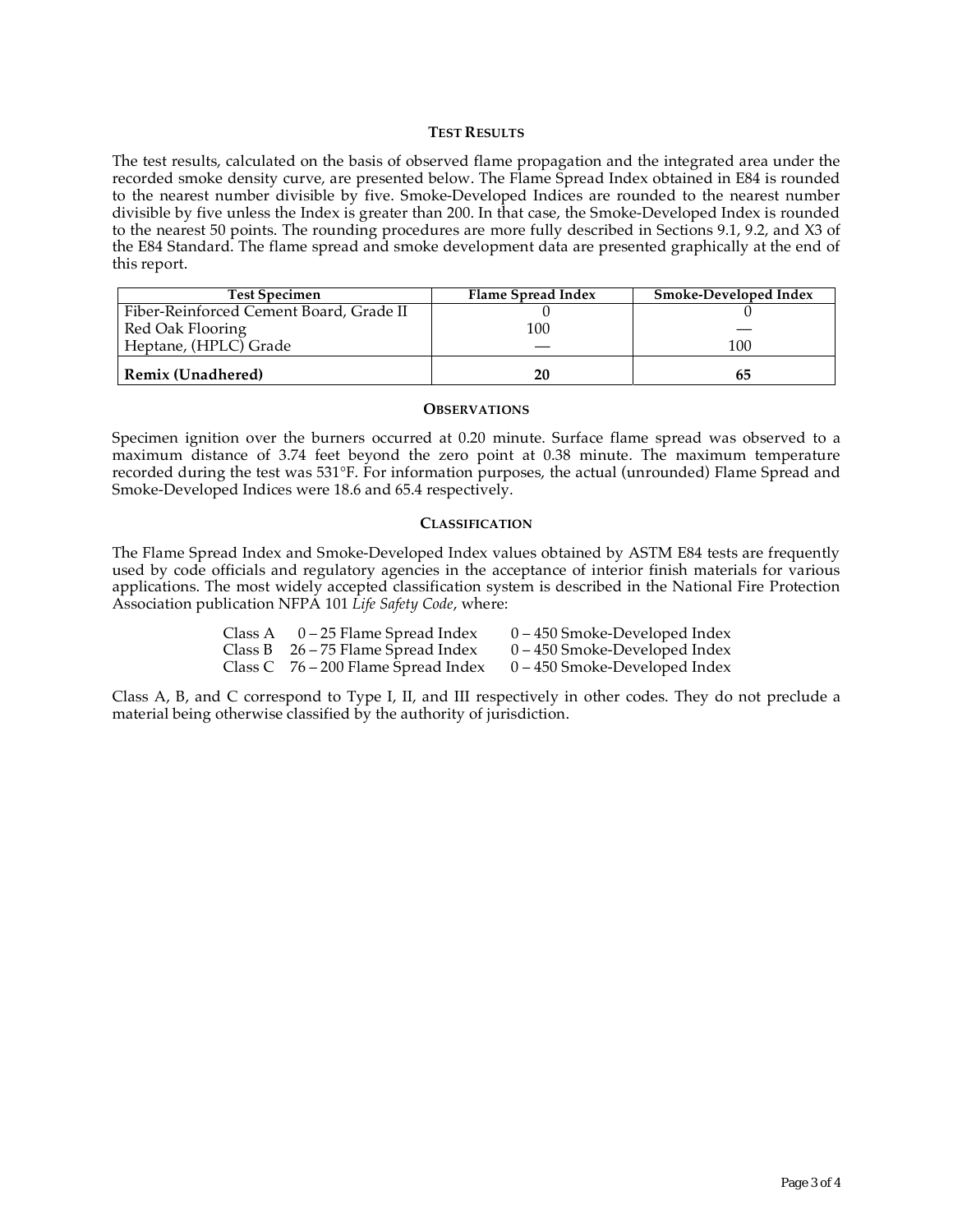## Test Results

The test results, calculated on the basis of observed flame propagation and the integrated area under the recorded smoke density curve, are presented below. The Flame Spread Index obtained in E84 is rounded to the nearest number divisible by five. Smoke-Developed Indices are rounded to the nearest number divisible by five unless the Index is greater than 200. In that case, the Smoke-Developed Index is rounded to the nearest 50 points. The rounding procedures are more fully described in Sections 9.1, 9.2, and X3 of the E84 Standard. The flame spread and smoke development data are presented graphically at the end of this report.

| Test Specimen | Flame Spread Index | Smoke-Developed Index |
|---|---|---|
| Fiber-Reinforced Cement Board, Grade II | 0 | 0 |
| Red Oak Flooring | 100 | — |
| Heptane, (HPLC) Grade | — | 100 |
| **Remix (Unadhered)** | **20** | **65** |

## Observations

Specimen ignition over the burners occurred at 0.20 minute. Surface flame spread was observed to a maximum distance of 3.74 feet beyond the zero point at 0.38 minute. The maximum temperature recorded during the test was 531°F. For information purposes, the actual (unrounded) Flame Spread and Smoke-Developed Indices were 18.6 and 65.4 respectively.

## Classification

The Flame Spread Index and Smoke-Developed Index values obtained by ASTM E84 tests are frequently used by code officials and regulatory agencies in the acceptance of interior finish materials for various applications. The most widely accepted classification system is described in the National Fire Protection Association publication NFPA 101 *Life Safety Code*, where:

| | | |
|---|---|---|
| Class A | 0 – 25 Flame Spread Index | 0 – 450 Smoke-Developed Index |
| Class B | 26 – 75 Flame Spread Index | 0 – 450 Smoke-Developed Index |
| Class C | 76 – 200 Flame Spread Index | 0 – 450 Smoke-Developed Index |

Class A, B, and C correspond to Type I, II, and III respectively in other codes. They do not preclude a material being otherwise classified by the authority of jurisdiction.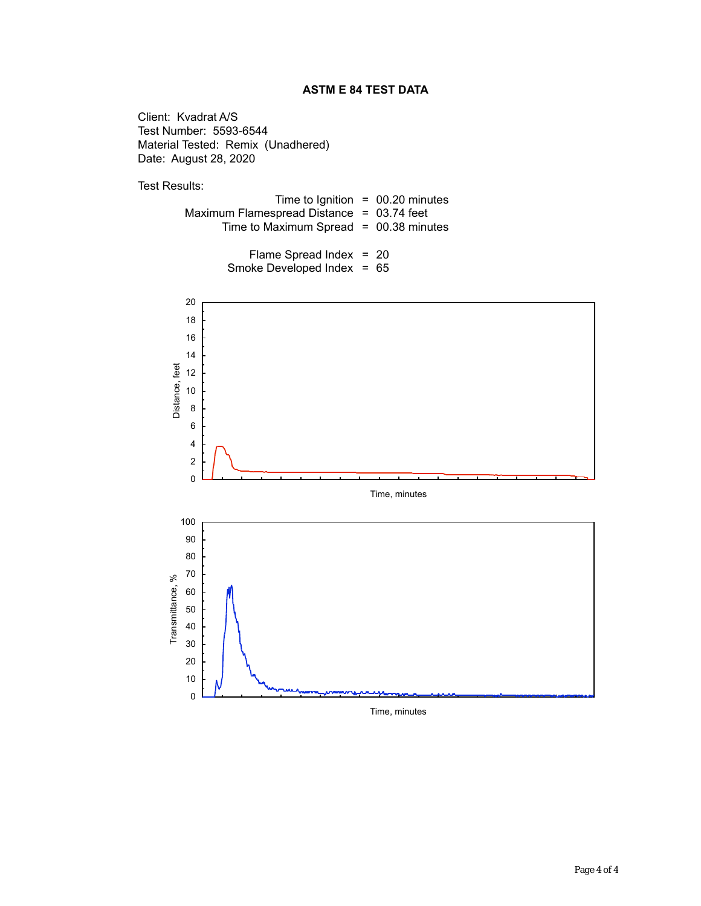## ASTM E 84 TEST DATA

Client: Kvadrat A/S
Test Number: 5593-6544
Material Tested: Remix (Unadhered)
Date: August 28, 2020

Test Results:

Time to Ignition = 00.20 minutes
Maximum Flamespread Distance = 03.74 feet
Time to Maximum Spread = 00.38 minutes

Flame Spread Index = 20
Smoke Developed Index = 65

Distance, feet
20
18
16
14
12
10
8
6
4
2
0
Time, minutes

Transmittance, %
100
90
80
70
60
50
40
30
20
10
0
Time, minutes